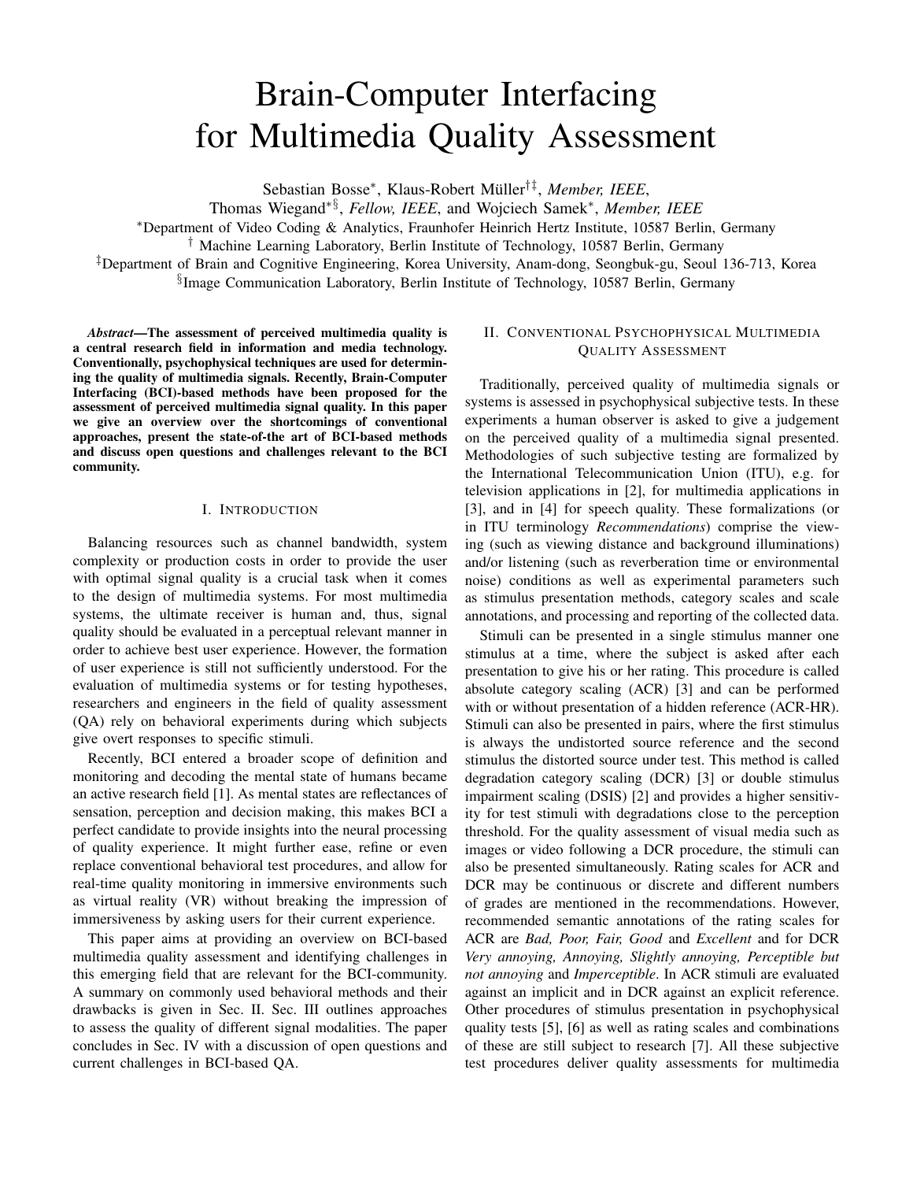# Brain-Computer Interfacing for Multimedia Quality Assessment

Sebastian Bosse*, Klaus-Robert Müller[†‡], *Member, IEEE*, Thomas Wiegand[*§], *Fellow, IEEE*, and Wojciech Samek*, *Member, IEEE*

*Department of Video Coding & Analytics, Fraunhofer Heinrich Hertz Institute, 10587 Berlin, Germany

[†] Machine Learning Laboratory, Berlin Institute of Technology, 10587 Berlin, Germany

[‡]Department of Brain and Cognitive Engineering, Korea University, Anam-dong, Seongbuk-gu, Seoul 136-713, Korea

[§]Image Communication Laboratory, Berlin Institute of Technology, 10587 Berlin, Germany

***Abstract*—The assessment of perceived multimedia quality is a central research field in information and media technology. Conventionally, psychophysical techniques are used for determining the quality of multimedia signals. Recently, Brain-Computer Interfacing (BCI)-based methods have been proposed for the assessment of perceived multimedia signal quality. In this paper we give an overview over the shortcomings of conventional approaches, present the state-of-the art of BCI-based methods and discuss open questions and challenges relevant to the BCI community.**

## I. Introduction

Balancing resources such as channel bandwidth, system complexity or production costs in order to provide the user with optimal signal quality is a crucial task when it comes to the design of multimedia systems. For most multimedia systems, the ultimate receiver is human and, thus, signal quality should be evaluated in a perceptual relevant manner in order to achieve best user experience. However, the formation of user experience is still not sufficiently understood. For the evaluation of multimedia systems or for testing hypotheses, researchers and engineers in the field of quality assessment (QA) rely on behavioral experiments during which subjects give overt responses to specific stimuli.

Recently, BCI entered a broader scope of definition and monitoring and decoding the mental state of humans became an active research field [1]. As mental states are reflectances of sensation, perception and decision making, this makes BCI a perfect candidate to provide insights into the neural processing of quality experience. It might further ease, refine or even replace conventional behavioral test procedures, and allow for real-time quality monitoring in immersive environments such as virtual reality (VR) without breaking the impression of immersiveness by asking users for their current experience.

This paper aims at providing an overview on BCI-based multimedia quality assessment and identifying challenges in this emerging field that are relevant for the BCI-community. A summary on commonly used behavioral methods and their drawbacks is given in Sec. II. Sec. III outlines approaches to assess the quality of different signal modalities. The paper concludes in Sec. IV with a discussion of open questions and current challenges in BCI-based QA.

## II. Conventional Psychophysical Multimedia Quality Assessment

Traditionally, perceived quality of multimedia signals or systems is assessed in psychophysical subjective tests. In these experiments a human observer is asked to give a judgement on the perceived quality of a multimedia signal presented. Methodologies of such subjective testing are formalized by the International Telecommunication Union (ITU), e.g. for television applications in [2], for multimedia applications in [3], and in [4] for speech quality. These formalizations (or in ITU terminology *Recommendations*) comprise the viewing (such as viewing distance and background illuminations) and/or listening (such as reverberation time or environmental noise) conditions as well as experimental parameters such as stimulus presentation methods, category scales and scale annotations, and processing and reporting of the collected data.

Stimuli can be presented in a single stimulus manner one stimulus at a time, where the subject is asked after each presentation to give his or her rating. This procedure is called absolute category scaling (ACR) [3] and can be performed with or without presentation of a hidden reference (ACR-HR). Stimuli can also be presented in pairs, where the first stimulus is always the undistorted source reference and the second stimulus the distorted source under test. This method is called degradation category scaling (DCR) [3] or double stimulus impairment scaling (DSIS) [2] and provides a higher sensitivity for test stimuli with degradations close to the perception threshold. For the quality assessment of visual media such as images or video following a DCR procedure, the stimuli can also be presented simultaneously. Rating scales for ACR and DCR may be continuous or discrete and different numbers of grades are mentioned in the recommendations. However, recommended semantic annotations of the rating scales for ACR are *Bad, Poor, Fair, Good* and *Excellent* and for DCR *Very annoying, Annoying, Slightly annoying, Perceptible but not annoying* and *Imperceptible*. In ACR stimuli are evaluated against an implicit and in DCR against an explicit reference. Other procedures of stimulus presentation in psychophysical quality tests [5], [6] as well as rating scales and combinations of these are still subject to research [7]. All these subjective test procedures deliver quality assessments for multimedia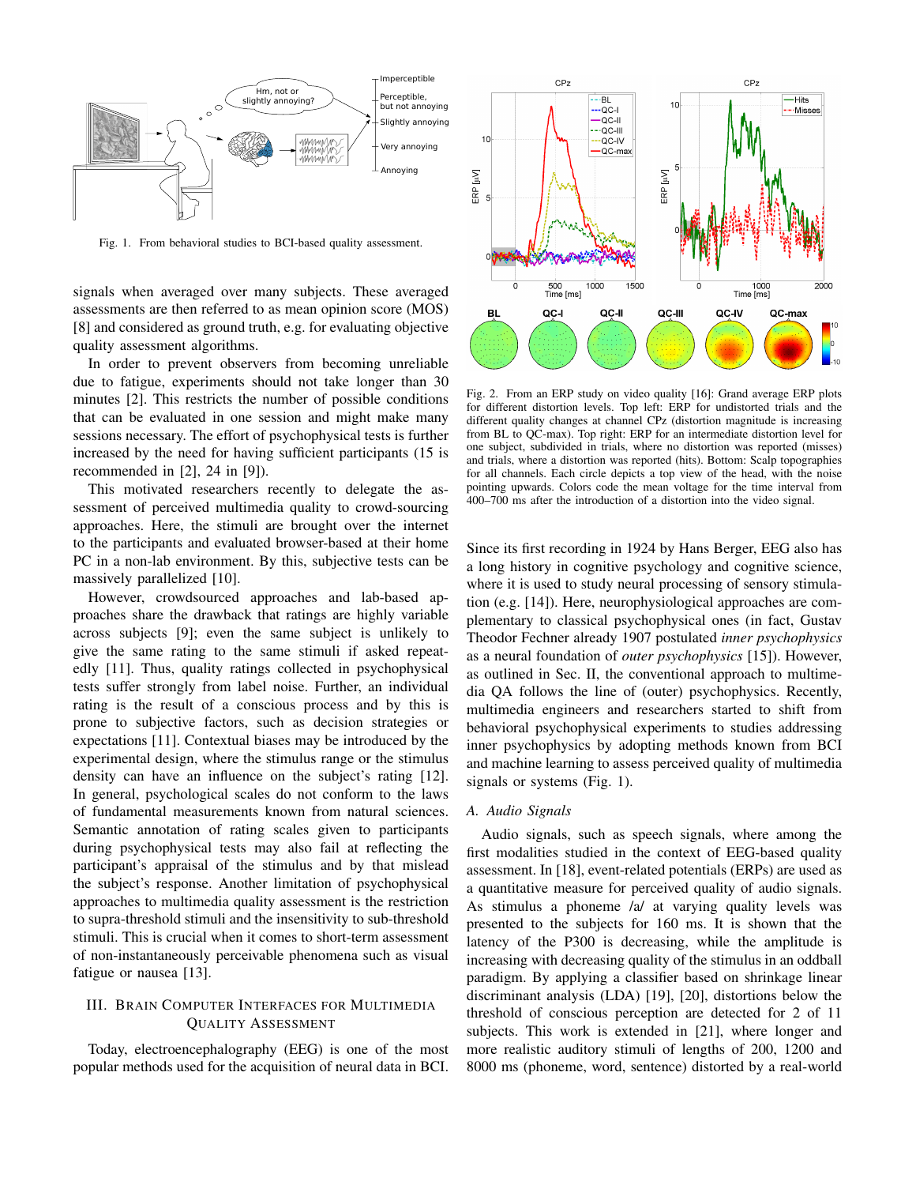Fig. 1. From behavioral studies to BCI-based quality assessment.

signals when averaged over many subjects. These averaged assessments are then referred to as mean opinion score (MOS) [8] and considered as ground truth, e.g. for evaluating objective quality assessment algorithms.

In order to prevent observers from becoming unreliable due to fatigue, experiments should not take longer than 30 minutes [2]. This restricts the number of possible conditions that can be evaluated in one session and might make many sessions necessary. The effort of psychophysical tests is further increased by the need for having sufficient participants (15 is recommended in [2], 24 in [9]).

This motivated researchers recently to delegate the assessment of perceived multimedia quality to crowd-sourcing approaches. Here, the stimuli are brought over the internet to the participants and evaluated browser-based at their home PC in a non-lab environment. By this, subjective tests can be massively parallelized [10].

However, crowdsourced approaches and lab-based approaches share the drawback that ratings are highly variable across subjects [9]; even the same subject is unlikely to give the same rating to the same stimuli if asked repeatedly [11]. Thus, quality ratings collected in psychophysical tests suffer strongly from label noise. Further, an individual rating is the result of a conscious process and by this is prone to subjective factors, such as decision strategies or expectations [11]. Contextual biases may be introduced by the experimental design, where the stimulus range or the stimulus density can have an influence on the subject's rating [12]. In general, psychological scales do not conform to the laws of fundamental measurements known from natural sciences. Semantic annotation of rating scales given to participants during psychophysical tests may also fail at reflecting the participant's appraisal of the stimulus and by that mislead the subject's response. Another limitation of psychophysical approaches to multimedia quality assessment is the restriction to supra-threshold stimuli and the insensitivity to sub-threshold stimuli. This is crucial when it comes to short-term assessment of non-instantaneously perceivable phenomena such as visual fatigue or nausea [13].

## III. Brain Computer Interfaces for Multimedia Quality Assessment

Today, electroencephalography (EEG) is one of the most popular methods used for the acquisition of neural data in BCI. Since its first recording in 1924 by Hans Berger, EEG also has a long history in cognitive psychology and cognitive science, where it is used to study neural processing of sensory stimulation (e.g. [14]). Here, neurophysiological approaches are complementary to classical psychophysical ones (in fact, Gustav Theodor Fechner already 1907 postulated *inner psychophysics* as a neural foundation of *outer psychophysics* [15]). However, as outlined in Sec. II, the conventional approach to multimedia QA follows the line of (outer) psychophysics. Recently, multimedia engineers and researchers started to shift from behavioral psychophysical experiments to studies addressing inner psychophysics by adopting methods known from BCI and machine learning to assess perceived quality of multimedia signals or systems (Fig. 1).

Fig. 2. From an ERP study on video quality [16]: Grand average ERP plots for different distortion levels. Top left: ERP for undistorted trials and the different quality changes at channel CPz (distortion magnitude is increasing from BL to QC-max). Top right: ERP for an intermediate distortion level for one subject, subdivided in trials, where no distortion was reported (misses) and trials, where a distortion was reported (hits). Bottom: Scalp topographies for all channels. Each circle depicts a top view of the head, with the noise pointing upwards. Colors code the mean voltage for the time interval from 400–700 ms after the introduction of a distortion into the video signal.

### A. Audio Signals

Audio signals, such as speech signals, where among the first modalities studied in the context of EEG-based quality assessment. In [18], event-related potentials (ERPs) are used as a quantitative measure for perceived quality of audio signals. As stimulus a phoneme /a/ at varying quality levels was presented to the subjects for 160 ms. It is shown that the latency of the P300 is decreasing, while the amplitude is increasing with decreasing quality of the stimulus in an oddball paradigm. By applying a classifier based on shrinkage linear discriminant analysis (LDA) [19], [20], distortions below the threshold of conscious perception are detected for 2 of 11 subjects. This work is extended in [21], where longer and more realistic auditory stimuli of lengths of 200, 1200 and 8000 ms (phoneme, word, sentence) distorted by a real-world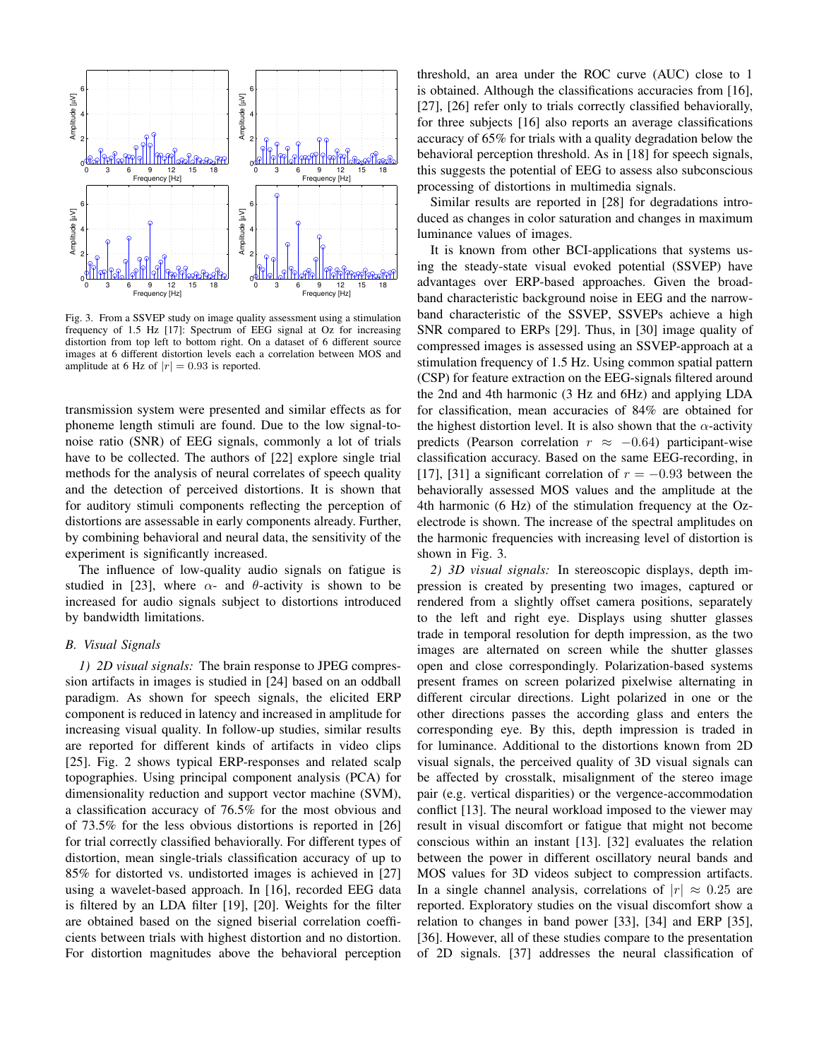Fig. 3. From a SSVEP study on image quality assessment using a stimulation frequency of 1.5 Hz [17]: Spectrum of EEG signal at Oz for increasing distortion from top left to bottom right. On a dataset of 6 different source images at 6 different distortion levels each a correlation between MOS and amplitude at 6 Hz of $|r| = 0.93$ is reported.

transmission system were presented and similar effects as for phoneme length stimuli are found. Due to the low signal-to-noise ratio (SNR) of EEG signals, commonly a lot of trials have to be collected. The authors of [22] explore single trial methods for the analysis of neural correlates of speech quality and the detection of perceived distortions. It is shown that for auditory stimuli components reflecting the perception of distortions are assessable in early components already. Further, by combining behavioral and neural data, the sensitivity of the experiment is significantly increased.

The influence of low-quality audio signals on fatigue is studied in [23], where $\alpha$- and $\theta$-activity is shown to be increased for audio signals subject to distortions introduced by bandwidth limitations.

### B. Visual Signals

*1) 2D visual signals:* The brain response to JPEG compression artifacts in images is studied in [24] based on an oddball paradigm. As shown for speech signals, the elicited ERP component is reduced in latency and increased in amplitude for increasing visual quality. In follow-up studies, similar results are reported for different kinds of artifacts in video clips [25]. Fig. 2 shows typical ERP-responses and related scalp topographies. Using principal component analysis (PCA) for dimensionality reduction and support vector machine (SVM), a classification accuracy of 76.5% for the most obvious and of 73.5% for the less obvious distortions is reported in [26] for trial correctly classified behaviorally. For different types of distortion, mean single-trials classification accuracy of up to 85% for distorted vs. undistorted images is achieved in [27] using a wavelet-based approach. In [16], recorded EEG data is filtered by an LDA filter [19], [20]. Weights for the filter are obtained based on the signed biserial correlation coefficients between trials with highest distortion and no distortion. For distortion magnitudes above the behavioral perception threshold, an area under the ROC curve (AUC) close to 1 is obtained. Although the classifications accuracies from [16], [27], [26] refer only to trials correctly classified behaviorally, for three subjects [16] also reports an average classifications accuracy of 65% for trials with a quality degradation below the behavioral perception threshold. As in [18] for speech signals, this suggests the potential of EEG to assess also subconscious processing of distortions in multimedia signals.

Similar results are reported in [28] for degradations introduced as changes in color saturation and changes in maximum luminance values of images.

It is known from other BCI-applications that systems using the steady-state visual evoked potential (SSVEP) have advantages over ERP-based approaches. Given the broadband characteristic background noise in EEG and the narrowband characteristic of the SSVEP, SSVEPs achieve a high SNR compared to ERPs [29]. Thus, in [30] image quality of compressed images is assessed using an SSVEP-approach at a stimulation frequency of 1.5 Hz. Using common spatial pattern (CSP) for feature extraction on the EEG-signals filtered around the 2nd and 4th harmonic (3 Hz and 6Hz) and applying LDA for classification, mean accuracies of 84% are obtained for the highest distortion level. It is also shown that the $\alpha$-activity predicts (Pearson correlation $r \approx -0.64$) participant-wise classification accuracy. Based on the same EEG-recording, in [17], [31] a significant correlation of $r = -0.93$ between the behaviorally assessed MOS values and the amplitude at the 4th harmonic (6 Hz) of the stimulation frequency at the Oz-electrode is shown. The increase of the spectral amplitudes on the harmonic frequencies with increasing level of distortion is shown in Fig. 3.

*2) 3D visual signals:* In stereoscopic displays, depth impression is created by presenting two images, captured or rendered from a slightly offset camera positions, separately to the left and right eye. Displays using shutter glasses trade in temporal resolution for depth impression, as the two images are alternated on screen while the shutter glasses open and close correspondingly. Polarization-based systems present frames on screen polarized pixelwise alternating in different circular directions. Light polarized in one or the other directions passes the according glass and enters the corresponding eye. By this, depth impression is traded in for luminance. Additional to the distortions known from 2D visual signals, the perceived quality of 3D visual signals can be affected by crosstalk, misalignment of the stereo image pair (e.g. vertical disparities) or the vergence-accommodation conflict [13]. The neural workload imposed to the viewer may result in visual discomfort or fatigue that might not become conscious within an instant [13]. [32] evaluates the relation between the power in different oscillatory neural bands and MOS values for 3D videos subject to compression artifacts. In a single channel analysis, correlations of $|r| \approx 0.25$ are reported. Exploratory studies on the visual discomfort show a relation to changes in band power [33], [34] and ERP [35], [36]. However, all of these studies compare to the presentation of 2D signals. [37] addresses the neural classification of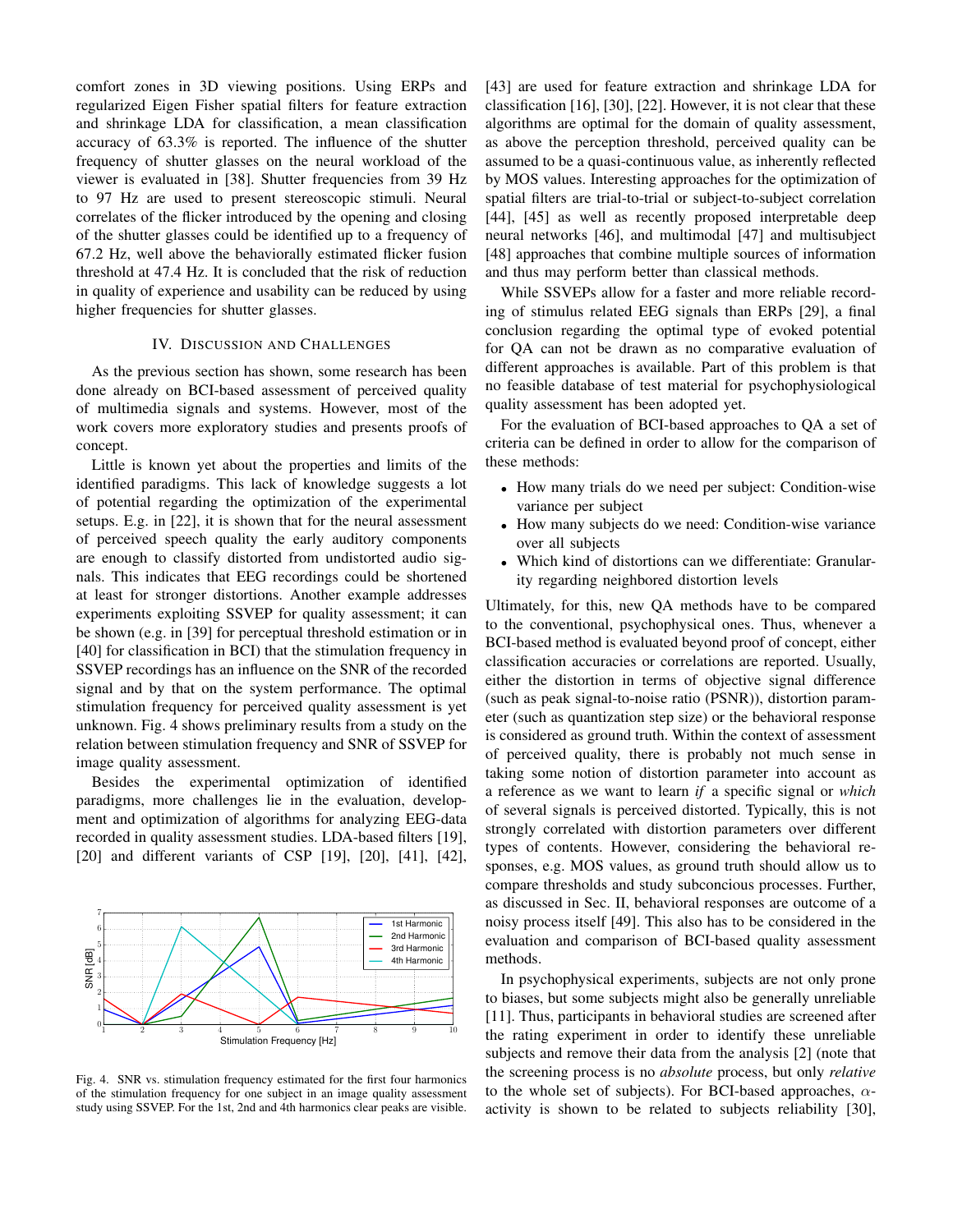comfort zones in 3D viewing positions. Using ERPs and regularized Eigen Fisher spatial filters for feature extraction and shrinkage LDA for classification, a mean classification accuracy of 63.3% is reported. The influence of the shutter frequency of shutter glasses on the neural workload of the viewer is evaluated in [38]. Shutter frequencies from 39 Hz to 97 Hz are used to present stereoscopic stimuli. Neural correlates of the flicker introduced by the opening and closing of the shutter glasses could be identified up to a frequency of 67.2 Hz, well above the behaviorally estimated flicker fusion threshold at 47.4 Hz. It is concluded that the risk of reduction in quality of experience and usability can be reduced by using higher frequencies for shutter glasses.

## IV. Discussion and Challenges

As the previous section has shown, some research has been done already on BCI-based assessment of perceived quality of multimedia signals and systems. However, most of the work covers more exploratory studies and presents proofs of concept.

Little is known yet about the properties and limits of the identified paradigms. This lack of knowledge suggests a lot of potential regarding the optimization of the experimental setups. E.g. in [22], it is shown that for the neural assessment of perceived speech quality the early auditory components are enough to classify distorted from undistorted audio signals. This indicates that EEG recordings could be shortened at least for stronger distortions. Another example addresses experiments exploiting SSVEP for quality assessment; it can be shown (e.g. in [39] for perceptual threshold estimation or in [40] for classification in BCI) that the stimulation frequency in SSVEP recordings has an influence on the SNR of the recorded signal and by that on the system performance. The optimal stimulation frequency for perceived quality assessment is yet unknown. Fig. 4 shows preliminary results from a study on the relation between stimulation frequency and SNR of SSVEP for image quality assessment.

Besides the experimental optimization of identified paradigms, more challenges lie in the evaluation, development and optimization of algorithms for analyzing EEG-data recorded in quality assessment studies. LDA-based filters [19], [20] and different variants of CSP [19], [20], [41], [42],

SNR [dB]
Stimulation Frequency [Hz]
1st Harmonic
2nd Harmonic
3rd Harmonic
4th Harmonic
0
1
2
3
4
5
6
7
1
2
3
4
5
6
7
8
9
10

Fig. 4. SNR vs. stimulation frequency estimated for the first four harmonics of the stimulation frequency for one subject in an image quality assessment study using SSVEP. For the 1st, 2nd and 4th harmonics clear peaks are visible.

[43] are used for feature extraction and shrinkage LDA for classification [16], [30], [22]. However, it is not clear that these algorithms are optimal for the domain of quality assessment, as above the perception threshold, perceived quality can be assumed to be a quasi-continuous value, as inherently reflected by MOS values. Interesting approaches for the optimization of spatial filters are trial-to-trial or subject-to-subject correlation [44], [45] as well as recently proposed interpretable deep neural networks [46], and multimodal [47] and multisubject [48] approaches that combine multiple sources of information and thus may perform better than classical methods.

While SSVEPs allow for a faster and more reliable recording of stimulus related EEG signals than ERPs [29], a final conclusion regarding the optimal type of evoked potential for QA can not be drawn as no comparative evaluation of different approaches is available. Part of this problem is that no feasible database of test material for psychophysiological quality assessment has been adopted yet.

For the evaluation of BCI-based approaches to QA a set of criteria can be defined in order to allow for the comparison of these methods:

- How many trials do we need per subject: Condition-wise variance per subject
- How many subjects do we need: Condition-wise variance over all subjects
- Which kind of distortions can we differentiate: Granularity regarding neighbored distortion levels

Ultimately, for this, new QA methods have to be compared to the conventional, psychophysical ones. Thus, whenever a BCI-based method is evaluated beyond proof of concept, either classification accuracies or correlations are reported. Usually, either the distortion in terms of objective signal difference (such as peak signal-to-noise ratio (PSNR)), distortion parameter (such as quantization step size) or the behavioral response is considered as ground truth. Within the context of assessment of perceived quality, there is probably not much sense in taking some notion of distortion parameter into account as a reference as we want to learn *if* a specific signal or *which* of several signals is perceived distorted. Typically, this is not strongly correlated with distortion parameters over different types of contents. However, considering the behavioral responses, e.g. MOS values, as ground truth should allow us to compare thresholds and study subconcious processes. Further, as discussed in Sec. II, behavioral responses are outcome of a noisy process itself [49]. This also has to be considered in the evaluation and comparison of BCI-based quality assessment methods.

In psychophysical experiments, subjects are not only prone to biases, but some subjects might also be generally unreliable [11]. Thus, participants in behavioral studies are screened after the rating experiment in order to identify these unreliable subjects and remove their data from the analysis [2] (note that the screening process is no *absolute* process, but only *relative* to the whole set of subjects). For BCI-based approaches, $\alpha$-activity is shown to be related to subjects reliability [30],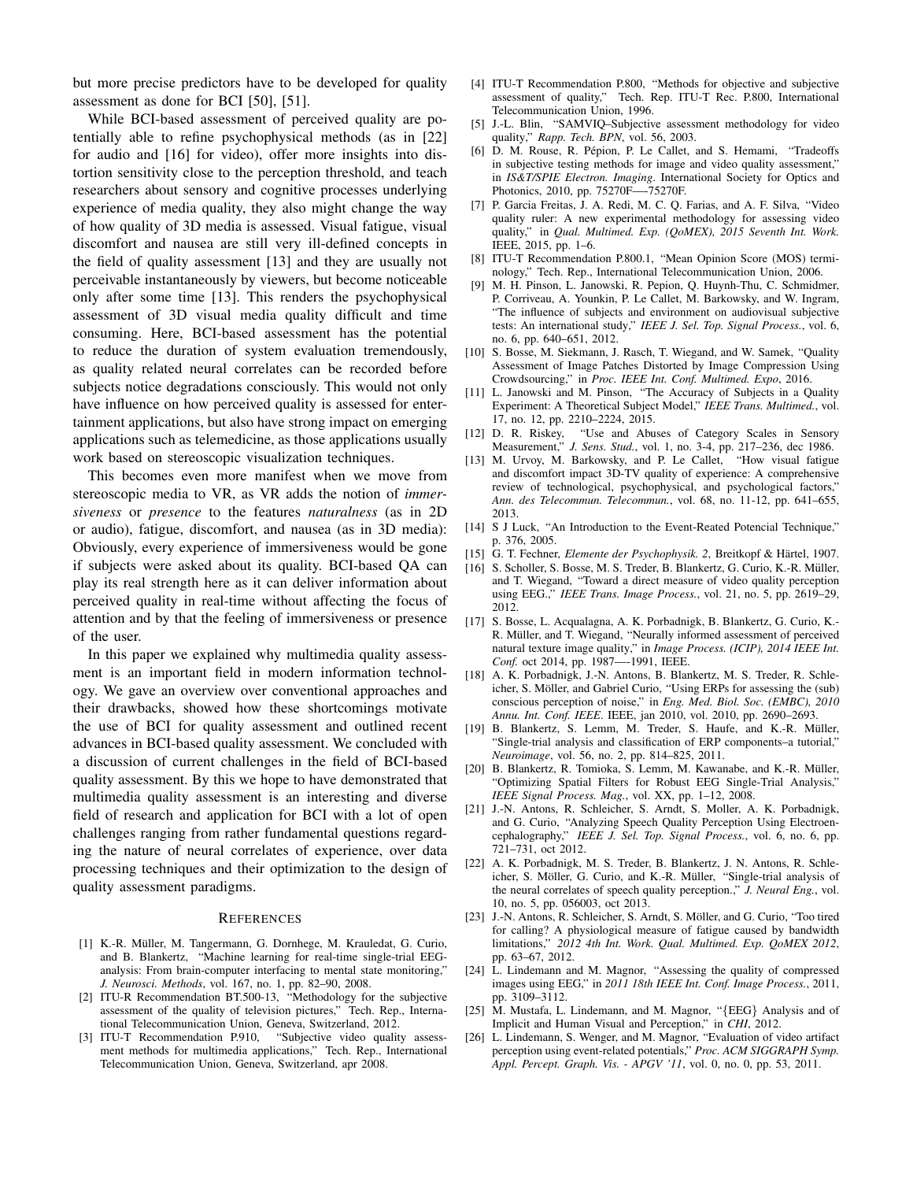but more precise predictors have to be developed for quality assessment as done for BCI [50], [51].

While BCI-based assessment of perceived quality are potentially able to refine psychophysical methods (as in [22] for audio and [16] for video), offer more insights into distortion sensitivity close to the perception threshold, and teach researchers about sensory and cognitive processes underlying experience of media quality, they also might change the way of how quality of 3D media is assessed. Visual fatigue, visual discomfort and nausea are still very ill-defined concepts in the field of quality assessment [13] and they are usually not perceivable instantaneously by viewers, but become noticeable only after some time [13]. This renders the psychophysical assessment of 3D visual media quality difficult and time consuming. Here, BCI-based assessment has the potential to reduce the duration of system evaluation tremendously, as quality related neural correlates can be recorded before subjects notice degradations consciously. This would not only have influence on how perceived quality is assessed for entertainment applications, but also have strong impact on emerging applications such as telemedicine, as those applications usually work based on stereoscopic visualization techniques.

This becomes even more manifest when we move from stereoscopic media to VR, as VR adds the notion of *immersiveness* or *presence* to the features *naturalness* (as in 2D or audio), fatigue, discomfort, and nausea (as in 3D media): Obviously, every experience of immersiveness would be gone if subjects were asked about its quality. BCI-based QA can play its real strength here as it can deliver information about perceived quality in real-time without affecting the focus of attention and by that the feeling of immersiveness or presence of the user.

In this paper we explained why multimedia quality assessment is an important field in modern information technology. We gave an overview over conventional approaches and their drawbacks, showed how these shortcomings motivate the use of BCI for quality assessment and outlined recent advances in BCI-based quality assessment. We concluded with a discussion of current challenges in the field of BCI-based quality assessment. By this we hope to have demonstrated that multimedia quality assessment is an interesting and diverse field of research and application for BCI with a lot of open challenges ranging from rather fundamental questions regarding the nature of neural correlates of experience, over data processing techniques and their optimization to the design of quality assessment paradigms.

## References

[1] K.-R. Müller, M. Tangermann, G. Dornhege, M. Krauledat, G. Curio, and B. Blankertz, "Machine learning for real-time single-trial EEG-analysis: From brain-computer interfacing to mental state monitoring," *J. Neurosci. Methods*, vol. 167, no. 1, pp. 82–90, 2008.

[2] ITU-R Recommendation BT.500-13, "Methodology for the subjective assessment of the quality of television pictures," Tech. Rep., International Telecommunication Union, Geneva, Switzerland, 2012.

[3] ITU-T Recommendation P.910, "Subjective video quality assessment methods for multimedia applications," Tech. Rep., International Telecommunication Union, Geneva, Switzerland, apr 2008.

[4] ITU-T Recommendation P.800, "Methods for objective and subjective assessment of quality," Tech. Rep. ITU-T Rec. P.800, International Telecommunication Union, 1996.

[5] J.-L. Blin, "SAMVIQ–Subjective assessment methodology for video quality," *Rapp. Tech. BPN*, vol. 56, 2003.

[6] D. M. Rouse, R. Pépion, P. Le Callet, and S. Hemami, "Tradeoffs in subjective testing methods for image and video quality assessment," in *IS&T/SPIE Electron. Imaging*. International Society for Optics and Photonics, 2010, pp. 75270F—-75270F.

[7] P. Garcia Freitas, J. A. Redi, M. C. Q. Farias, and A. F. Silva, "Video quality ruler: A new experimental methodology for assessing video quality," in *Qual. Multimed. Exp. (QoMEX), 2015 Seventh Int. Work.* IEEE, 2015, pp. 1–6.

[8] ITU-T Recommendation P.800.1, "Mean Opinion Score (MOS) terminology," Tech. Rep., International Telecommunication Union, 2006.

[9] M. H. Pinson, L. Janowski, R. Pepion, Q. Huynh-Thu, C. Schmidmer, P. Corriveau, A. Younkin, P. Le Callet, M. Barkowsky, and W. Ingram, "The influence of subjects and environment on audiovisual subjective tests: An international study," *IEEE J. Sel. Top. Signal Process.*, vol. 6, no. 6, pp. 640–651, 2012.

[10] S. Bosse, M. Siekmann, J. Rasch, T. Wiegand, and W. Samek, "Quality Assessment of Image Patches Distorted by Image Compression Using Crowdsourcing," in *Proc. IEEE Int. Conf. Multimed. Expo*, 2016.

[11] L. Janowski and M. Pinson, "The Accuracy of Subjects in a Quality Experiment: A Theoretical Subject Model," *IEEE Trans. Multimed.*, vol. 17, no. 12, pp. 2210–2224, 2015.

[12] D. R. Riskey, "Use and Abuses of Category Scales in Sensory Measurement," *J. Sens. Stud.*, vol. 1, no. 3-4, pp. 217–236, dec 1986.

[13] M. Urvoy, M. Barkowsky, and P. Le Callet, "How visual fatigue and discomfort impact 3D-TV quality of experience: A comprehensive review of technological, psychophysical, and psychological factors," *Ann. des Telecommun. Telecommun.*, vol. 68, no. 11-12, pp. 641–655, 2013.

[14] S J Luck, "An Introduction to the Event-Reated Potencial Technique," p. 376, 2005.

[15] G. T. Fechner, *Elemente der Psychophysik. 2*, Breitkopf & Härtel, 1907.

[16] S. Scholler, S. Bosse, M. S. Treder, B. Blankertz, G. Curio, K.-R. Müller, and T. Wiegand, "Toward a direct measure of video quality perception using EEG.," *IEEE Trans. Image Process.*, vol. 21, no. 5, pp. 2619–29, 2012.

[17] S. Bosse, L. Acqualagna, A. K. Porbadnigk, B. Blankertz, G. Curio, K.-R. Müller, and T. Wiegand, "Neurally informed assessment of perceived natural texture image quality," in *Image Process. (ICIP), 2014 IEEE Int. Conf.* oct 2014, pp. 1987—-1991, IEEE.

[18] A. K. Porbadnigk, J.-N. Antons, B. Blankertz, M. S. Treder, R. Schleicher, S. Möller, and Gabriel Curio, "Using ERPs for assessing the (sub) conscious perception of noise," in *Eng. Med. Biol. Soc. (EMBC), 2010 Annu. Int. Conf. IEEE*. IEEE, jan 2010, vol. 2010, pp. 2690–2693.

[19] B. Blankertz, S. Lemm, M. Treder, S. Haufe, and K.-R. Müller, "Single-trial analysis and classification of ERP components–a tutorial," *Neuroimage*, vol. 56, no. 2, pp. 814–825, 2011.

[20] B. Blankertz, R. Tomioka, S. Lemm, M. Kawanabe, and K.-R. Müller, "Optimizing Spatial Filters for Robust EEG Single-Trial Analysis," *IEEE Signal Process. Mag.*, vol. XX, pp. 1–12, 2008.

[21] J.-N. Antons, R. Schleicher, S. Arndt, S. Moller, A. K. Porbadnigk, and G. Curio, "Analyzing Speech Quality Perception Using Electroencephalography," *IEEE J. Sel. Top. Signal Process.*, vol. 6, no. 6, pp. 721–731, oct 2012.

[22] A. K. Porbadnigk, M. S. Treder, B. Blankertz, J. N. Antons, R. Schleicher, S. Möller, G. Curio, and K.-R. Müller, "Single-trial analysis of the neural correlates of speech quality perception.," *J. Neural Eng.*, vol. 10, no. 5, pp. 056003, oct 2013.

[23] J.-N. Antons, R. Schleicher, S. Arndt, S. Möller, and G. Curio, "Too tired for calling? A physiological measure of fatigue caused by bandwidth limitations," *2012 4th Int. Work. Qual. Multimed. Exp. QoMEX 2012*, pp. 63–67, 2012.

[24] L. Lindemann and M. Magnor, "Assessing the quality of compressed images using EEG," in *2011 18th IEEE Int. Conf. Image Process.*, 2011, pp. 3109–3112.

[25] M. Mustafa, L. Lindemann, and M. Magnor, "{EEG} Analysis and of Implicit and Human Visual and Perception," in *CHI*, 2012.

[26] L. Lindemann, S. Wenger, and M. Magnor, "Evaluation of video artifact perception using event-related potentials," *Proc. ACM SIGGRAPH Symp. Appl. Percept. Graph. Vis. - APGV '11*, vol. 0, no. 0, pp. 53, 2011.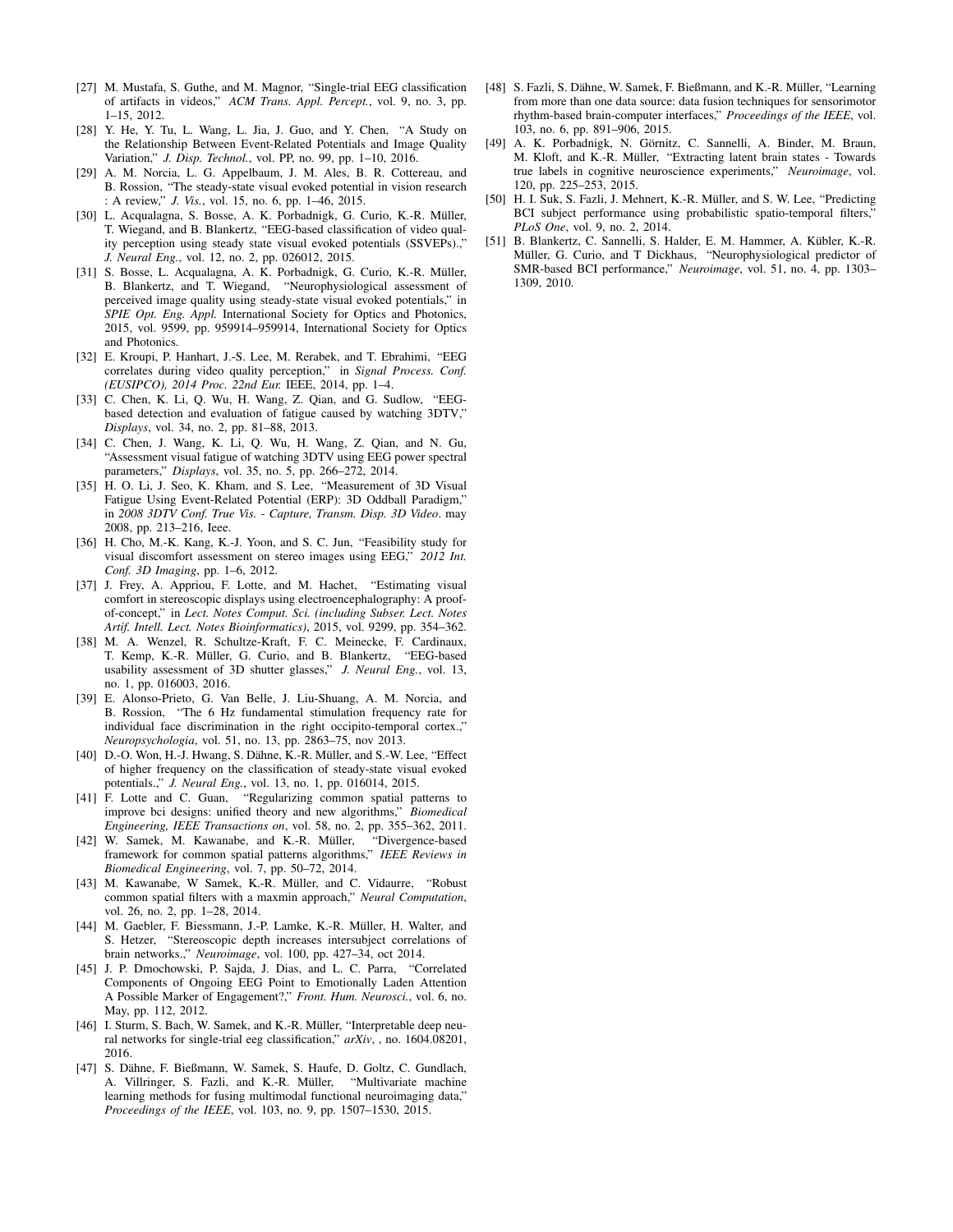[27] M. Mustafa, S. Guthe, and M. Magnor, "Single-trial EEG classification of artifacts in videos," *ACM Trans. Appl. Percept.*, vol. 9, no. 3, pp. 1–15, 2012.

[28] Y. He, Y. Tu, L. Wang, L. Jia, J. Guo, and Y. Chen, "A Study on the Relationship Between Event-Related Potentials and Image Quality Variation," *J. Disp. Technol.*, vol. PP, no. 99, pp. 1–10, 2016.

[29] A. M. Norcia, L. G. Appelbaum, J. M. Ales, B. R. Cottereau, and B. Rossion, "The steady-state visual evoked potential in vision research : A review," *J. Vis.*, vol. 15, no. 6, pp. 1–46, 2015.

[30] L. Acqualagna, S. Bosse, A. K. Porbadnigk, G. Curio, K.-R. Müller, T. Wiegand, and B. Blankertz, "EEG-based classification of video quality perception using steady state visual evoked potentials (SSVEPs).," *J. Neural Eng.*, vol. 12, no. 2, pp. 026012, 2015.

[31] S. Bosse, L. Acqualagna, A. K. Porbadnigk, G. Curio, K.-R. Müller, B. Blankertz, and T. Wiegand, "Neurophysiological assessment of perceived image quality using steady-state visual evoked potentials," in *SPIE Opt. Eng. Appl.* International Society for Optics and Photonics, 2015, vol. 9599, pp. 959914–959914, International Society for Optics and Photonics.

[32] E. Kroupi, P. Hanhart, J.-S. Lee, M. Rerabek, and T. Ebrahimi, "EEG correlates during video quality perception," in *Signal Process. Conf. (EUSIPCO), 2014 Proc. 22nd Eur.* IEEE, 2014, pp. 1–4.

[33] C. Chen, K. Li, Q. Wu, H. Wang, Z. Qian, and G. Sudlow, "EEG-based detection and evaluation of fatigue caused by watching 3DTV," *Displays*, vol. 34, no. 2, pp. 81–88, 2013.

[34] C. Chen, J. Wang, K. Li, Q. Wu, H. Wang, Z. Qian, and N. Gu, "Assessment visual fatigue of watching 3DTV using EEG power spectral parameters," *Displays*, vol. 35, no. 5, pp. 266–272, 2014.

[35] H. O. Li, J. Seo, K. Kham, and S. Lee, "Measurement of 3D Visual Fatigue Using Event-Related Potential (ERP): 3D Oddball Paradigm," in *2008 3DTV Conf. True Vis. - Capture, Transm. Disp. 3D Video*. may 2008, pp. 213–216, Ieee.

[36] H. Cho, M.-K. Kang, K.-J. Yoon, and S. C. Jun, "Feasibility study for visual discomfort assessment on stereo images using EEG," *2012 Int. Conf. 3D Imaging*, pp. 1–6, 2012.

[37] J. Frey, A. Appriou, F. Lotte, and M. Hachet, "Estimating visual comfort in stereoscopic displays using electroencephalography: A proof-of-concept," in *Lect. Notes Comput. Sci. (including Subser. Lect. Notes Artif. Intell. Lect. Notes Bioinformatics)*, 2015, vol. 9299, pp. 354–362.

[38] M. A. Wenzel, R. Schultze-Kraft, F. C. Meinecke, F. Cardinaux, T. Kemp, K.-R. Müller, G. Curio, and B. Blankertz, "EEG-based usability assessment of 3D shutter glasses," *J. Neural Eng.*, vol. 13, no. 1, pp. 016003, 2016.

[39] E. Alonso-Prieto, G. Van Belle, J. Liu-Shuang, A. M. Norcia, and B. Rossion, "The 6 Hz fundamental stimulation frequency rate for individual face discrimination in the right occipito-temporal cortex.," *Neuropsychologia*, vol. 51, no. 13, pp. 2863–75, nov 2013.

[40] D.-O. Won, H.-J. Hwang, S. Dähne, K.-R. Müller, and S.-W. Lee, "Effect of higher frequency on the classification of steady-state visual evoked potentials.," *J. Neural Eng.*, vol. 13, no. 1, pp. 016014, 2015.

[41] F. Lotte and C. Guan, "Regularizing common spatial patterns to improve bci designs: unified theory and new algorithms," *Biomedical Engineering, IEEE Transactions on*, vol. 58, no. 2, pp. 355–362, 2011.

[42] W. Samek, M. Kawanabe, and K.-R. Müller, "Divergence-based framework for common spatial patterns algorithms," *IEEE Reviews in Biomedical Engineering*, vol. 7, pp. 50–72, 2014.

[43] M. Kawanabe, W Samek, K.-R. Müller, and C. Vidaurre, "Robust common spatial filters with a maxmin approach," *Neural Computation*, vol. 26, no. 2, pp. 1–28, 2014.

[44] M. Gaebler, F. Biessmann, J.-P. Lamke, K.-R. Müller, H. Walter, and S. Hetzer, "Stereoscopic depth increases intersubject correlations of brain networks.," *Neuroimage*, vol. 100, pp. 427–34, oct 2014.

[45] J. P. Dmochowski, P. Sajda, J. Dias, and L. C. Parra, "Correlated Components of Ongoing EEG Point to Emotionally Laden Attention A Possible Marker of Engagement?," *Front. Hum. Neurosci.*, vol. 6, no. May, pp. 112, 2012.

[46] I. Sturm, S. Bach, W. Samek, and K.-R. Müller, "Interpretable deep neural networks for single-trial eeg classification," *arXiv*, , no. 1604.08201, 2016.

[47] S. Dähne, F. Bießmann, W. Samek, S. Haufe, D. Goltz, C. Gundlach, A. Villringer, S. Fazli, and K.-R. Müller, "Multivariate machine learning methods for fusing multimodal functional neuroimaging data," *Proceedings of the IEEE*, vol. 103, no. 9, pp. 1507–1530, 2015.

[48] S. Fazli, S. Dähne, W. Samek, F. Bießmann, and K.-R. Müller, "Learning from more than one data source: data fusion techniques for sensorimotor rhythm-based brain-computer interfaces," *Proceedings of the IEEE*, vol. 103, no. 6, pp. 891–906, 2015.

[49] A. K. Porbadnigk, N. Görnitz, C. Sannelli, A. Binder, M. Braun, M. Kloft, and K.-R. Müller, "Extracting latent brain states - Towards true labels in cognitive neuroscience experiments," *Neuroimage*, vol. 120, pp. 225–253, 2015.

[50] H. I. Suk, S. Fazli, J. Mehnert, K.-R. Müller, and S. W. Lee, "Predicting BCI subject performance using probabilistic spatio-temporal filters," *PLoS One*, vol. 9, no. 2, 2014.

[51] B. Blankertz, C. Sannelli, S. Halder, E. M. Hammer, A. Kübler, K.-R. Müller, G. Curio, and T Dickhaus, "Neurophysiological predictor of SMR-based BCI performance," *Neuroimage*, vol. 51, no. 4, pp. 1303–1309, 2010.